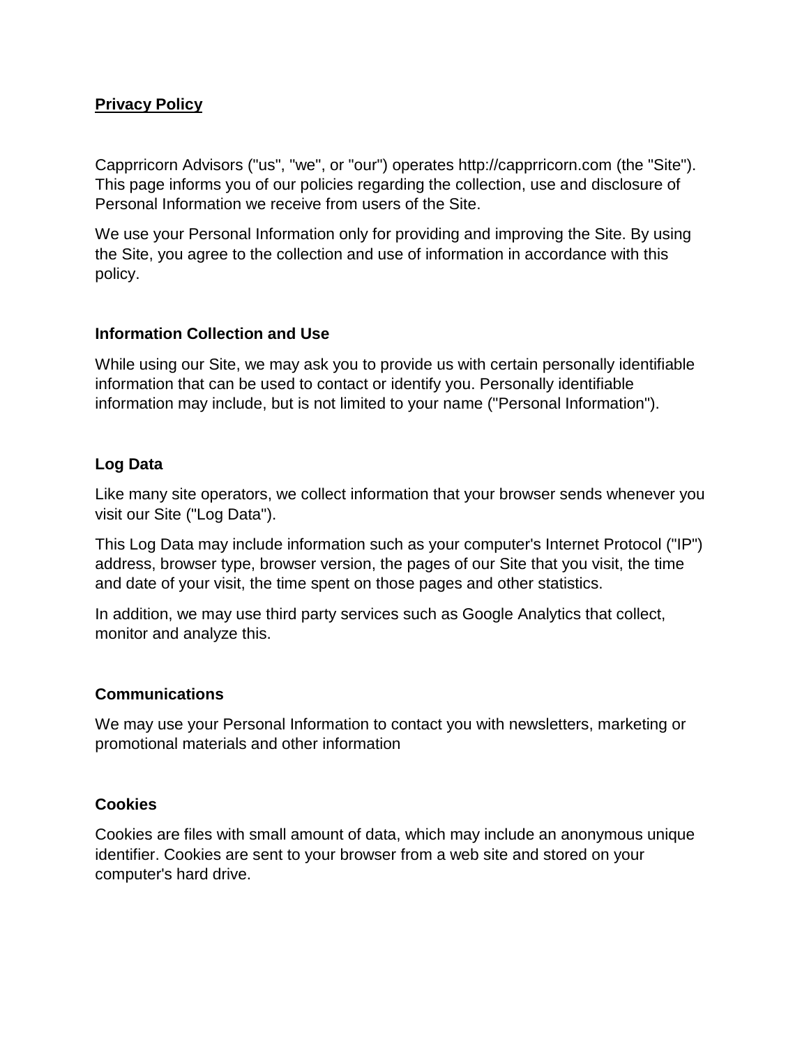# Privacy Policy

Capprricorn Advisors ("us", "we", or "our") operates http://capprricorn.com (the "Site"). This page informs you of our policies regarding the collection, use and disclosure of Personal Information we receive from users of the Site.

We use your Personal Information only for providing and improving the Site. By using the Site, you agree to the collection and use of information in accordance with this policy.

## Information Collection and Use

While using our Site, we may ask you to provide us with certain personally identifiable information that can be used to contact or identify you. Personally identifiable information may include, but is not limited to your name ("Personal Information").

## Log Data

Like many site operators, we collect information that your browser sends whenever you visit our Site ("Log Data").

This Log Data may include information such as your computer's Internet Protocol ("IP") address, browser type, browser version, the pages of our Site that you visit, the time and date of your visit, the time spent on those pages and other statistics.

In addition, we may use third party services such as Google Analytics that collect, monitor and analyze this.

## Communications

We may use your Personal Information to contact you with newsletters, marketing or promotional materials and other information

## Cookies

Cookies are files with small amount of data, which may include an anonymous unique identifier. Cookies are sent to your browser from a web site and stored on your computer's hard drive.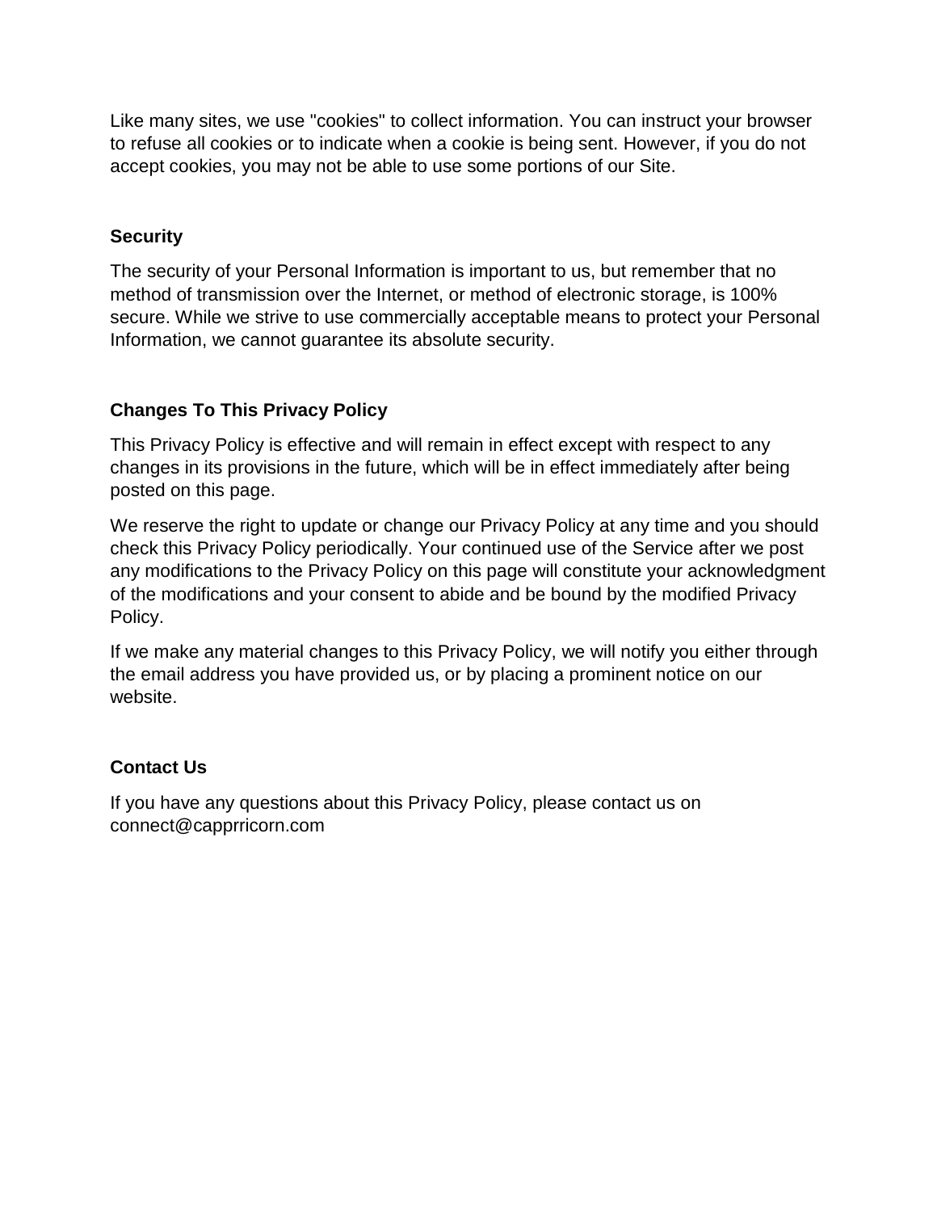Like many sites, we use "cookies" to collect information. You can instruct your browser to refuse all cookies or to indicate when a cookie is being sent. However, if you do not accept cookies, you may not be able to use some portions of our Site.

**Security**

The security of your Personal Information is important to us, but remember that no method of transmission over the Internet, or method of electronic storage, is 100% secure. While we strive to use commercially acceptable means to protect your Personal Information, we cannot guarantee its absolute security.

**Changes To This Privacy Policy**

This Privacy Policy is effective and will remain in effect except with respect to any changes in its provisions in the future, which will be in effect immediately after being posted on this page.

We reserve the right to update or change our Privacy Policy at any time and you should check this Privacy Policy periodically. Your continued use of the Service after we post any modifications to the Privacy Policy on this page will constitute your acknowledgment of the modifications and your consent to abide and be bound by the modified Privacy Policy.

If we make any material changes to this Privacy Policy, we will notify you either through the email address you have provided us, or by placing a prominent notice on our website.

**Contact Us**

If you have any questions about this Privacy Policy, please contact us on connect@capprricorn.com